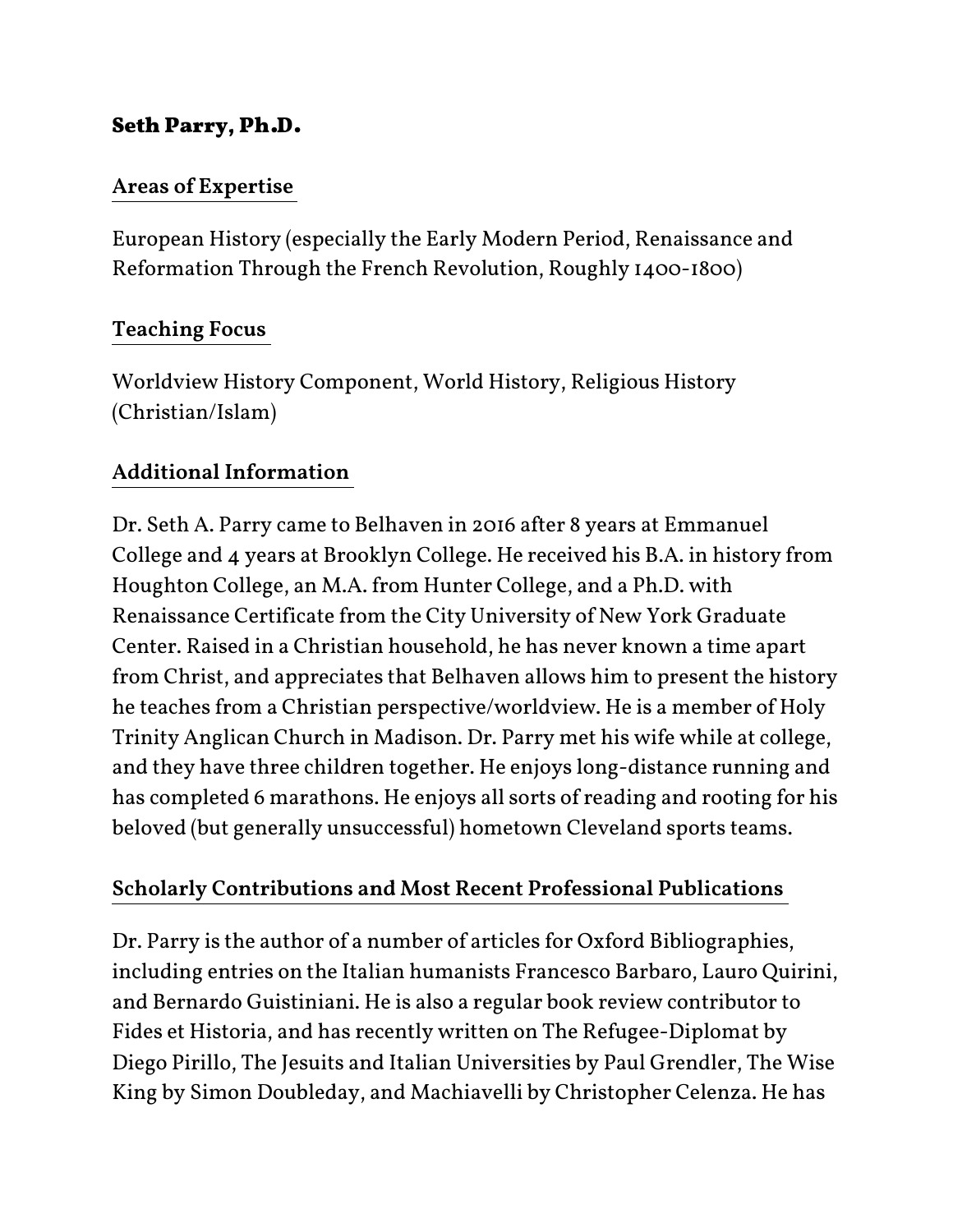# Seth Parry, Ph.D.

## Areas of Expertise

European History (especially the Early Modern Period, Renaissance and Reformation Through the French Revolution, Roughly 1400-1800)

## Teaching Focus

Worldview History Component, World History, Religious History (Christian/Islam)

## Additional Information

Dr. Seth A. Parry came to Belhaven in 2016 after 8 years at Emmanuel College and 4 years at Brooklyn College. He received his B.A. in history from Houghton College, an M.A. from Hunter College, and a Ph.D. with Renaissance Certificate from the City University of New York Graduate Center. Raised in a Christian household, he has never known a time apart from Christ, and appreciates that Belhaven allows him to present the history he teaches from a Christian perspective/worldview. He is a member of Holy Trinity Anglican Church in Madison. Dr. Parry met his wife while at college, and they have three children together. He enjoys long-distance running and has completed 6 marathons. He enjoys all sorts of reading and rooting for his beloved (but generally unsuccessful) hometown Cleveland sports teams.

## Scholarly Contributions and Most Recent Professional Publications

Dr. Parry is the author of a number of articles for Oxford Bibliographies, including entries on the Italian humanists Francesco Barbaro, Lauro Quirini, and Bernardo Guistiniani. He is also a regular book review contributor to Fides et Historia, and has recently written on The Refugee-Diplomat by Diego Pirillo, The Jesuits and Italian Universities by Paul Grendler, The Wise King by Simon Doubleday, and Machiavelli by Christopher Celenza. He has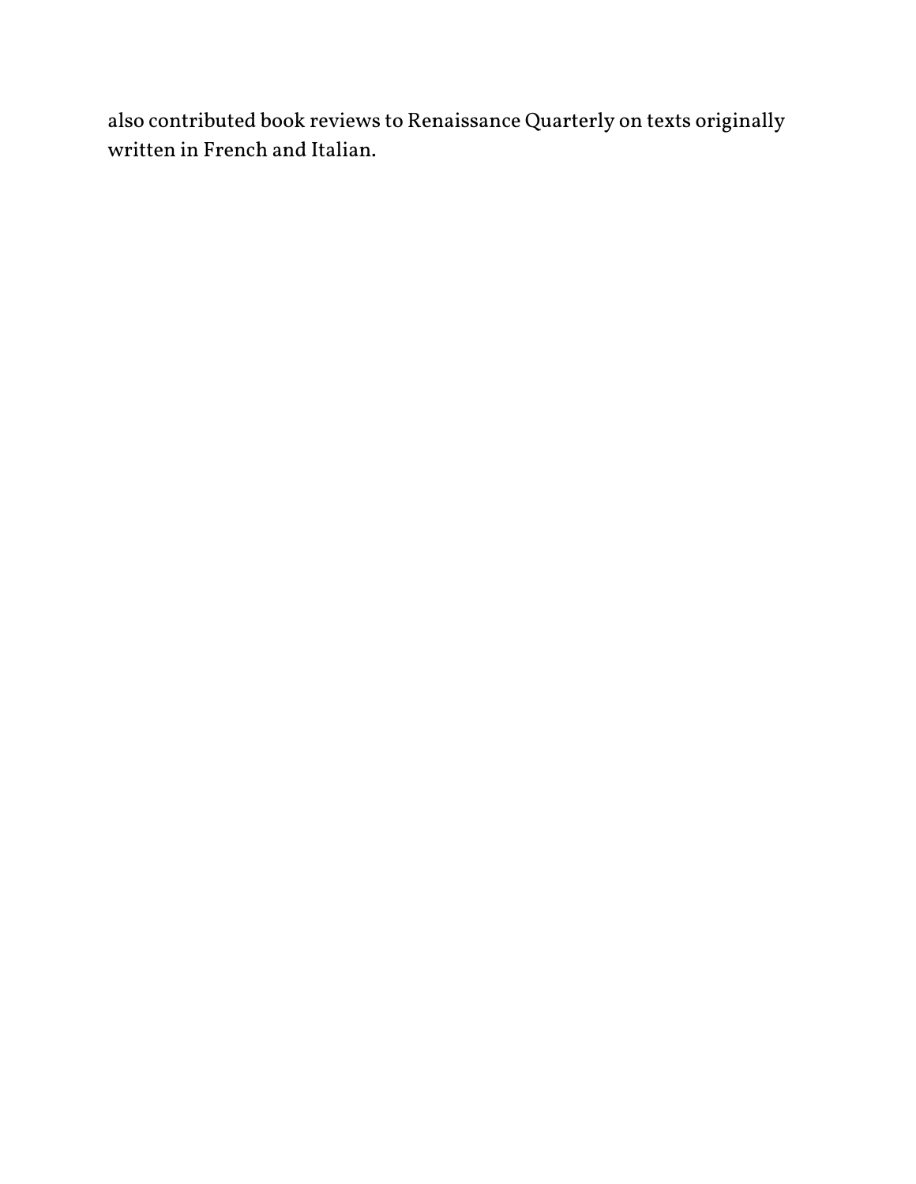also contributed book reviews to Renaissance Quarterly on texts originally written in French and Italian.